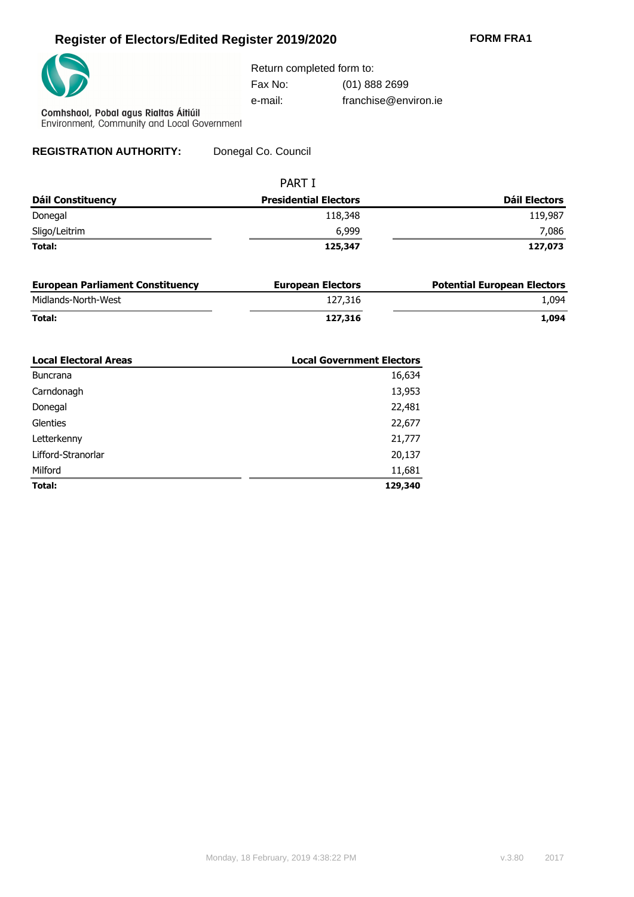# Register of Electors/Edited Register 2019/2020

**FORM FRA1**

Comhshaol, Pobal agus Rialtas Áitiúil
Environment, Community and Local Government

Return completed form to:

Fax No: (01) 888 2699

e-mail: franchise@environ.ie

**REGISTRATION AUTHORITY:** Donegal Co. Council

## PART I

| Dáil Constituency | Presidential Electors | Dáil Electors |
|---|---|---|
| Donegal | 118,348 | 119,987 |
| Sligo/Leitrim | 6,999 | 7,086 |
| **Total:** | **125,347** | **127,073** |

| European Parliament Constituency | European Electors | Potential European Electors |
|---|---|---|
| Midlands-North-West | 127,316 | 1,094 |
| **Total:** | **127,316** | **1,094** |

| Local Electoral Areas | Local Government Electors |
|---|---|
| Buncrana | 16,634 |
| Carndonagh | 13,953 |
| Donegal | 22,481 |
| Glenties | 22,677 |
| Letterkenny | 21,777 |
| Lifford-Stranorlar | 20,137 |
| Milford | 11,681 |
| **Total:** | **129,340** |

Monday, 18 February, 2019 4:38:22 PM v.3.80 2017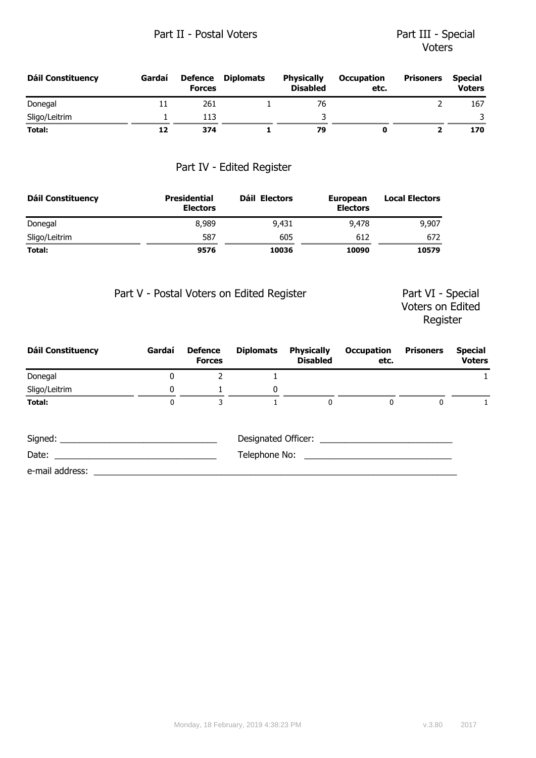## Part II - Postal Voters

## Part III - Special Voters

| Dáil Constituency | Gardaí | Defence Forces | Diplomats | Physically Disabled | Occupation etc. | Prisoners | Special Voters |
|---|---|---|---|---|---|---|---|
| Donegal | 11 | 261 | 1 | 76 | | 2 | 167 |
| Sligo/Leitrim | 1 | 113 | | 3 | | | 3 |
| **Total:** | **12** | **374** | **1** | **79** | **0** | **2** | **170** |

## Part IV - Edited Register

| Dáil Constituency | Presidential Electors | Dáil Electors | European Electors | Local Electors |
|---|---|---|---|---|
| Donegal | 8,989 | 9,431 | 9,478 | 9,907 |
| Sligo/Leitrim | 587 | 605 | 612 | 672 |
| **Total:** | **9576** | **10036** | **10090** | **10579** |

## Part V - Postal Voters on Edited Register

## Part VI - Special Voters on Edited Register

| Dáil Constituency | Gardaí | Defence Forces | Diplomats | Physically Disabled | Occupation etc. | Prisoners | Special Voters |
|---|---|---|---|---|---|---|---|
| Donegal | 0 | 2 | 1 | | | | 1 |
| Sligo/Leitrim | 0 | 1 | 0 | | | | |
| **Total:** | 0 | 3 | 1 | 0 | 0 | 0 | 1 |

Signed: ______________________________ Designated Officer: ______________________________

Date: ______________________________ Telephone No: ______________________________

e-mail address: ______________________________________________________________